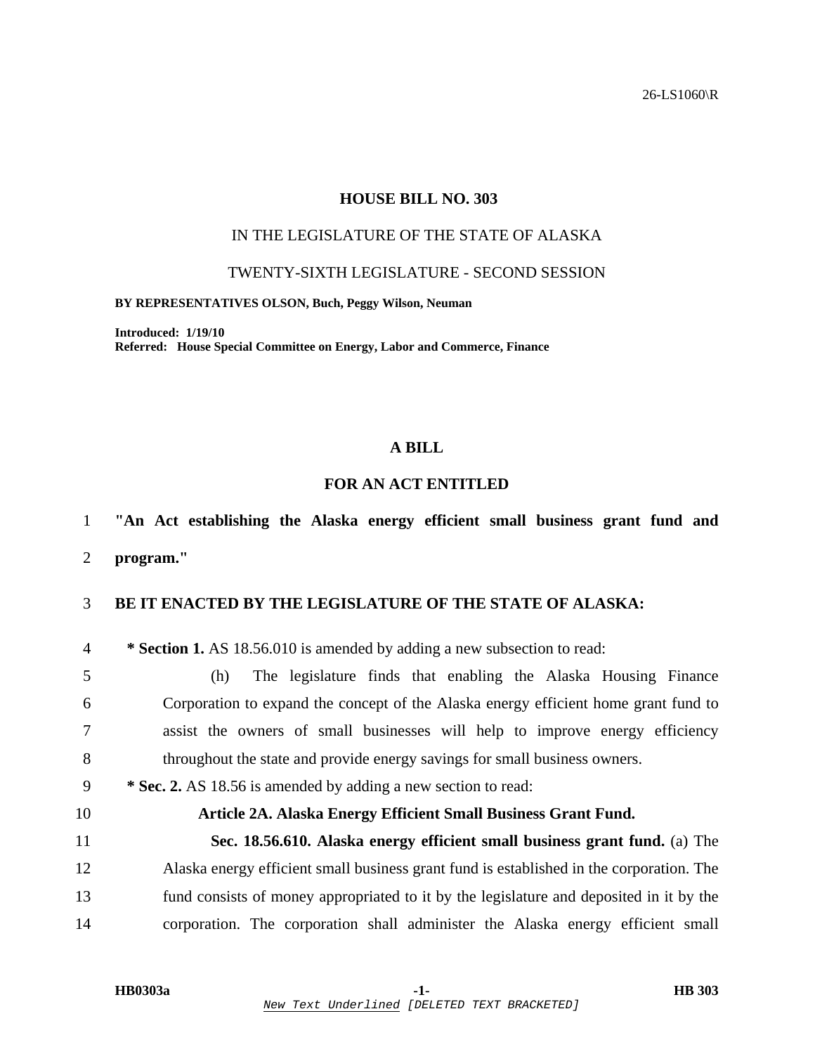26-LS1060\R

# HOUSE BILL NO. 303

IN THE LEGISLATURE OF THE STATE OF ALASKA

TWENTY-SIXTH LEGISLATURE - SECOND SESSION

**BY REPRESENTATIVES OLSON, Buch, Peggy Wilson, Neuman**

**Introduced: 1/19/10**
**Referred: House Special Committee on Energy, Labor and Commerce, Finance**

## A BILL

## FOR AN ACT ENTITLED

1 **"An Act establishing the Alaska energy efficient small business grant fund and**
2 **program."**

3 **BE IT ENACTED BY THE LEGISLATURE OF THE STATE OF ALASKA:**

4 **\* Section 1.** AS 18.56.010 is amended by adding a new subsection to read:

5 (h) The legislature finds that enabling the Alaska Housing Finance
6 Corporation to expand the concept of the Alaska energy efficient home grant fund to
7 assist the owners of small businesses will help to improve energy efficiency
8 throughout the state and provide energy savings for small business owners.

9 **\* Sec. 2.** AS 18.56 is amended by adding a new section to read:

10 **Article 2A. Alaska Energy Efficient Small Business Grant Fund.**

11 **Sec. 18.56.610. Alaska energy efficient small business grant fund.** (a) The
12 Alaska energy efficient small business grant fund is established in the corporation. The
13 fund consists of money appropriated to it by the legislature and deposited in it by the
14 corporation. The corporation shall administer the Alaska energy efficient small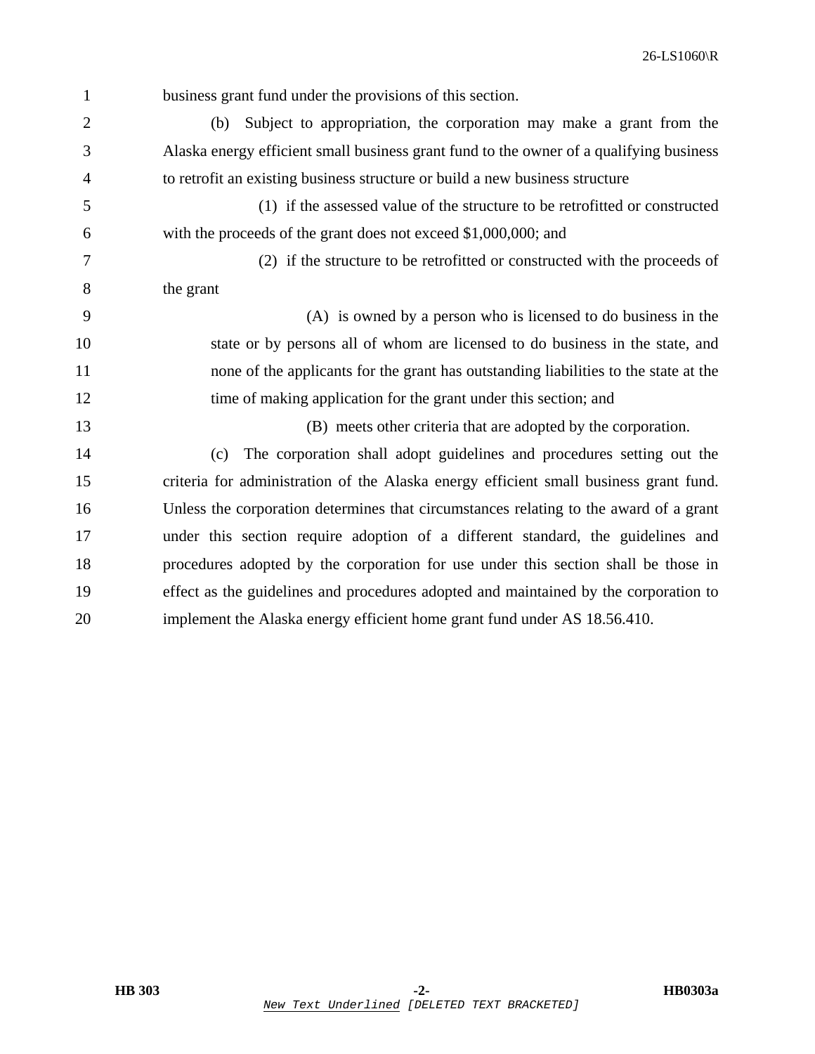business grant fund under the provisions of this section.

(b) Subject to appropriation, the corporation may make a grant from the Alaska energy efficient small business grant fund to the owner of a qualifying business to retrofit an existing business structure or build a new business structure

(1) if the assessed value of the structure to be retrofitted or constructed with the proceeds of the grant does not exceed $1,000,000; and

(2) if the structure to be retrofitted or constructed with the proceeds of the grant

(A) is owned by a person who is licensed to do business in the state or by persons all of whom are licensed to do business in the state, and none of the applicants for the grant has outstanding liabilities to the state at the time of making application for the grant under this section; and

(B) meets other criteria that are adopted by the corporation.

(c) The corporation shall adopt guidelines and procedures setting out the criteria for administration of the Alaska energy efficient small business grant fund. Unless the corporation determines that circumstances relating to the award of a grant under this section require adoption of a different standard, the guidelines and procedures adopted by the corporation for use under this section shall be those in effect as the guidelines and procedures adopted and maintained by the corporation to implement the Alaska energy efficient home grant fund under AS 18.56.410.